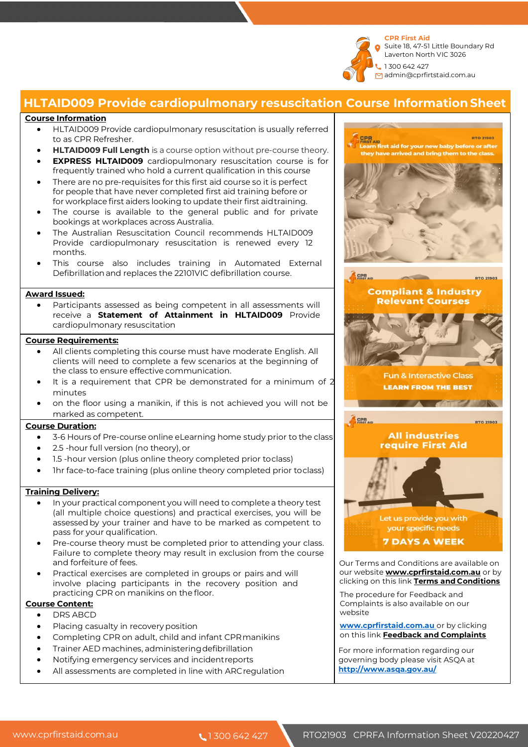CPR First Aid
Suite 18, 47-51 Little Boundary Rd
Laverton North VIC 3026
1 300 642 427
admin@cprfirstaid.com.au

# HLTAID009 Provide cardiopulmonary resuscitation Course Information Sheet

## Course Information

- HLTAID009 Provide cardiopulmonary resuscitation is usually referred to as CPR Refresher.
- **HLTAID009 Full Length** is a course option without pre-course theory.
- **EXPRESS HLTAID009** cardiopulmonary resuscitation course is for frequently trained who hold a current qualification in this course
- There are no pre-requisites for this first aid course so it is perfect for people that have never completed first aid training before or for workplace first aiders looking to update their first aid training.
- The course is available to the general public and for private bookings at workplaces across Australia.
- The Australian Resuscitation Council recommends HLTAID009 Provide cardiopulmonary resuscitation is renewed every 12 months.
- This course also includes training in Automated External Defibrillation and replaces the 22101VIC defibrillation course.

## Award Issued:

- Participants assessed as being competent in all assessments will receive a **Statement of Attainment in HLTAID009** Provide cardiopulmonary resuscitation

## Course Requirements:

- All clients completing this course must have moderate English. All clients will need to complete a few scenarios at the beginning of the class to ensure effective communication.
- It is a requirement that CPR be demonstrated for a minimum of 2 minutes
- on the floor using a manikin, if this is not achieved you will not be marked as competent.

## Course Duration:

- 3-6 Hours of Pre-course online eLearning home study prior to the class
- 2.5 -hour full version (no theory), or
- 1.5 -hour version (plus online theory completed prior to class)
- 1hr face-to-face training (plus online theory completed prior to class)

## Training Delivery:

- In your practical component you will need to complete a theory test (all multiple choice questions) and practical exercises, you will be assessed by your trainer and have to be marked as competent to pass for your qualification.
- Pre-course theory must be completed prior to attending your class. Failure to complete theory may result in exclusion from the course and forfeiture of fees.
- Practical exercises are completed in groups or pairs and will involve placing participants in the recovery position and practicing CPR on manikins on the floor.

## Course Content:

- DRS ABCD
- Placing casualty in recovery position
- Completing CPR on adult, child and infant CPR manikins
- Trainer AED machines, administering defibrillation
- Notifying emergency services and incident reports
- All assessments are completed in line with ARC regulation

Our Terms and Conditions are available on our website **www.cprfirstaid.com.au** or by clicking on this link **Terms and Conditions**

The procedure for Feedback and Complaints is also available on our website

**www.cprfirstaid.com.au** or by clicking on this link **Feedback and Complaints**

For more information regarding our governing body please visit ASQA at **http://www.asqa.gov.au/**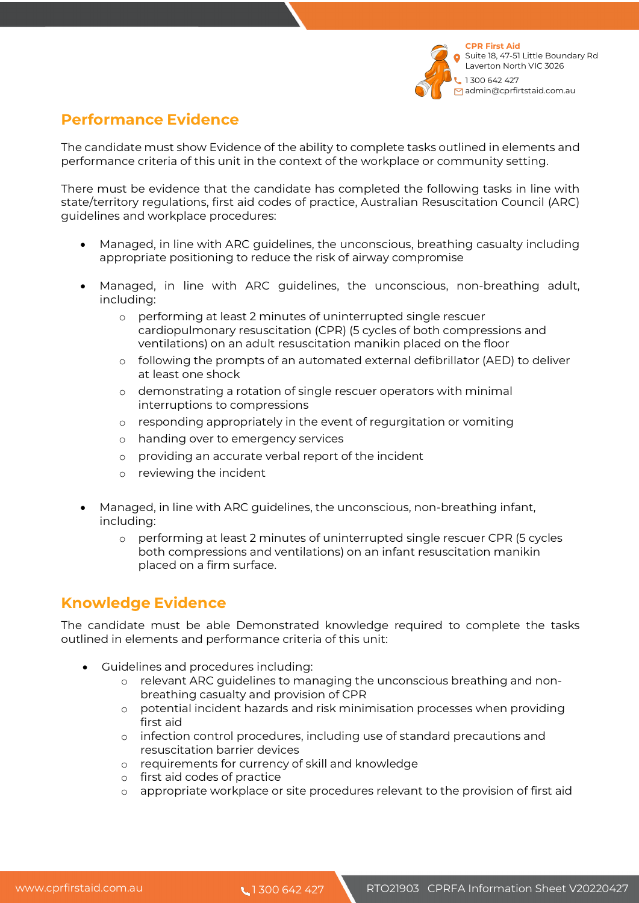## Performance Evidence

The candidate must show Evidence of the ability to complete tasks outlined in elements and performance criteria of this unit in the context of the workplace or community setting.

There must be evidence that the candidate has completed the following tasks in line with state/territory regulations, first aid codes of practice, Australian Resuscitation Council (ARC) guidelines and workplace procedures:

- Managed, in line with ARC guidelines, the unconscious, breathing casualty including appropriate positioning to reduce the risk of airway compromise
- Managed, in line with ARC guidelines, the unconscious, non-breathing adult, including:
  - performing at least 2 minutes of uninterrupted single rescuer cardiopulmonary resuscitation (CPR) (5 cycles of both compressions and ventilations) on an adult resuscitation manikin placed on the floor
  - following the prompts of an automated external defibrillator (AED) to deliver at least one shock
  - demonstrating a rotation of single rescuer operators with minimal interruptions to compressions
  - responding appropriately in the event of regurgitation or vomiting
  - handing over to emergency services
  - providing an accurate verbal report of the incident
  - reviewing the incident
- Managed, in line with ARC guidelines, the unconscious, non-breathing infant, including:
  - performing at least 2 minutes of uninterrupted single rescuer CPR (5 cycles both compressions and ventilations) on an infant resuscitation manikin placed on a firm surface.

## Knowledge Evidence

The candidate must be able Demonstrated knowledge required to complete the tasks outlined in elements and performance criteria of this unit:

- Guidelines and procedures including:
  - relevant ARC guidelines to managing the unconscious breathing and non-breathing casualty and provision of CPR
  - potential incident hazards and risk minimisation processes when providing first aid
  - infection control procedures, including use of standard precautions and resuscitation barrier devices
  - requirements for currency of skill and knowledge
  - first aid codes of practice
  - appropriate workplace or site procedures relevant to the provision of first aid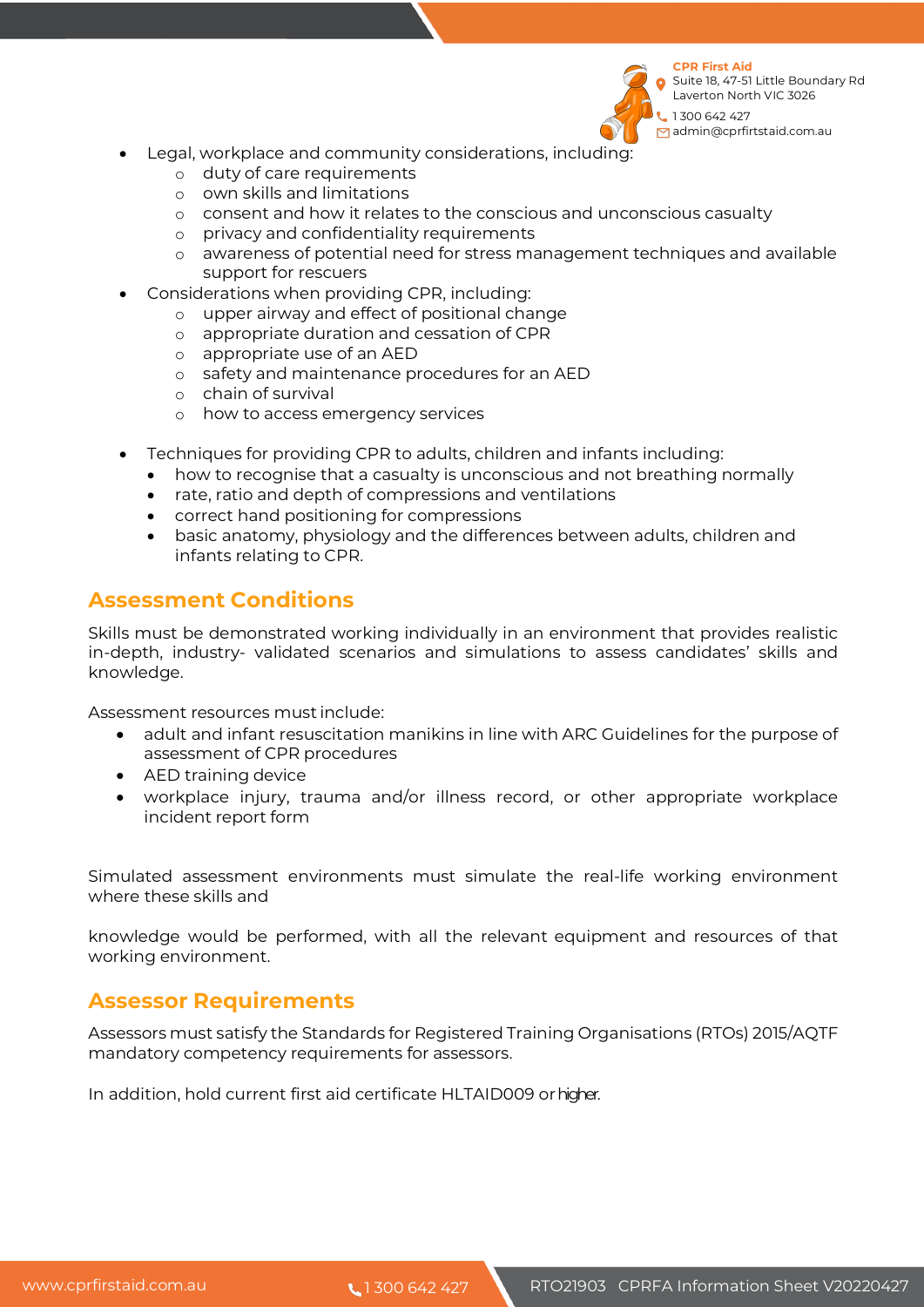- Legal, workplace and community considerations, including:
    - duty of care requirements
    - own skills and limitations
    - consent and how it relates to the conscious and unconscious casualty
    - privacy and confidentiality requirements
    - awareness of potential need for stress management techniques and available support for rescuers
- Considerations when providing CPR, including:
    - upper airway and effect of positional change
    - appropriate duration and cessation of CPR
    - appropriate use of an AED
    - safety and maintenance procedures for an AED
    - chain of survival
    - how to access emergency services

- Techniques for providing CPR to adults, children and infants including:
    - how to recognise that a casualty is unconscious and not breathing normally
    - rate, ratio and depth of compressions and ventilations
    - correct hand positioning for compressions
    - basic anatomy, physiology and the differences between adults, children and infants relating to CPR.

## Assessment Conditions

Skills must be demonstrated working individually in an environment that provides realistic in-depth, industry- validated scenarios and simulations to assess candidates' skills and knowledge.

Assessment resources must include:

- adult and infant resuscitation manikins in line with ARC Guidelines for the purpose of assessment of CPR procedures
- AED training device
- workplace injury, trauma and/or illness record, or other appropriate workplace incident report form

Simulated assessment environments must simulate the real-life working environment where these skills and

knowledge would be performed, with all the relevant equipment and resources of that working environment.

## Assessor Requirements

Assessors must satisfy the Standards for Registered Training Organisations (RTOs) 2015/AQTF mandatory competency requirements for assessors.

In addition, hold current first aid certificate HLTAID009 or higher.